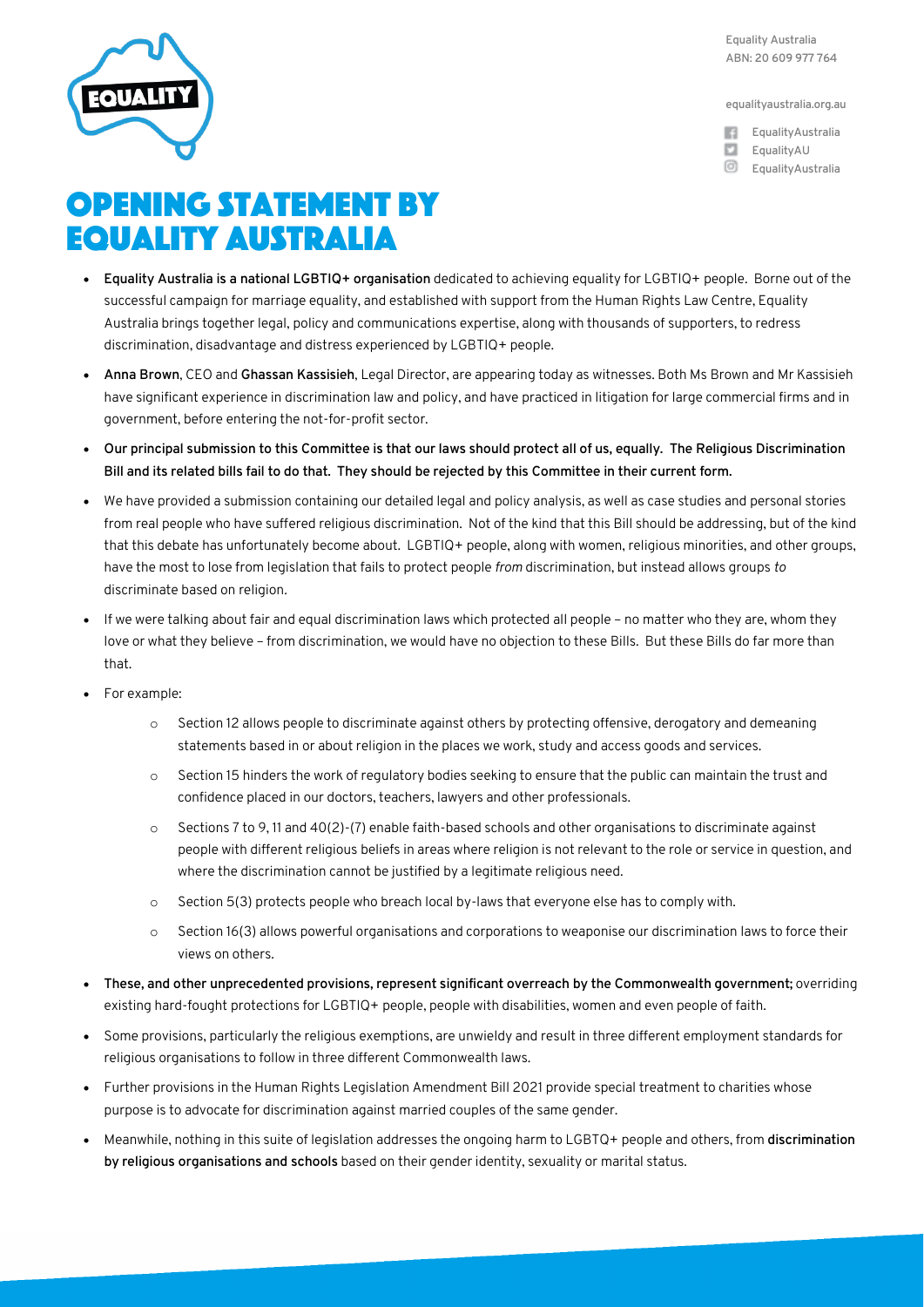Equality Australia
ABN: 20 609 977 764

equalityaustralia.org.au

EqualityAustralia
EqualityAU
EqualityAustralia

# OPENING STATEMENT BY EQUALITY AUSTRALIA

- **Equality Australia is a national LGBTIQ+ organisation** dedicated to achieving equality for LGBTIQ+ people. Borne out of the successful campaign for marriage equality, and established with support from the Human Rights Law Centre, Equality Australia brings together legal, policy and communications expertise, along with thousands of supporters, to redress discrimination, disadvantage and distress experienced by LGBTIQ+ people.
- **Anna Brown**, CEO and **Ghassan Kassisieh**, Legal Director, are appearing today as witnesses. Both Ms Brown and Mr Kassisieh have significant experience in discrimination law and policy, and have practiced in litigation for large commercial firms and in government, before entering the not-for-profit sector.
- **Our principal submission to this Committee is that our laws should protect all of us, equally. The Religious Discrimination Bill and its related bills fail to do that. They should be rejected by this Committee in their current form.**
- We have provided a submission containing our detailed legal and policy analysis, as well as case studies and personal stories from real people who have suffered religious discrimination. Not of the kind that this Bill should be addressing, but of the kind that this debate has unfortunately become about. LGBTIQ+ people, along with women, religious minorities, and other groups, have the most to lose from legislation that fails to protect people *from* discrimination, but instead allows groups *to* discriminate based on religion.
- If we were talking about fair and equal discrimination laws which protected all people – no matter who they are, whom they love or what they believe – from discrimination, we would have no objection to these Bills. But these Bills do far more than that.
- For example:
  - Section 12 allows people to discriminate against others by protecting offensive, derogatory and demeaning statements based in or about religion in the places we work, study and access goods and services.
  - Section 15 hinders the work of regulatory bodies seeking to ensure that the public can maintain the trust and confidence placed in our doctors, teachers, lawyers and other professionals.
  - Sections 7 to 9, 11 and 40(2)-(7) enable faith-based schools and other organisations to discriminate against people with different religious beliefs in areas where religion is not relevant to the role or service in question, and where the discrimination cannot be justified by a legitimate religious need.
  - Section 5(3) protects people who breach local by-laws that everyone else has to comply with.
  - Section 16(3) allows powerful organisations and corporations to weaponise our discrimination laws to force their views on others.
- **These, and other unprecedented provisions, represent significant overreach by the Commonwealth government;** overriding existing hard-fought protections for LGBTIQ+ people, people with disabilities, women and even people of faith.
- Some provisions, particularly the religious exemptions, are unwieldy and result in three different employment standards for religious organisations to follow in three different Commonwealth laws.
- Further provisions in the Human Rights Legislation Amendment Bill 2021 provide special treatment to charities whose purpose is to advocate for discrimination against married couples of the same gender.
- Meanwhile, nothing in this suite of legislation addresses the ongoing harm to LGBTQ+ people and others, from **discrimination by religious organisations and schools** based on their gender identity, sexuality or marital status.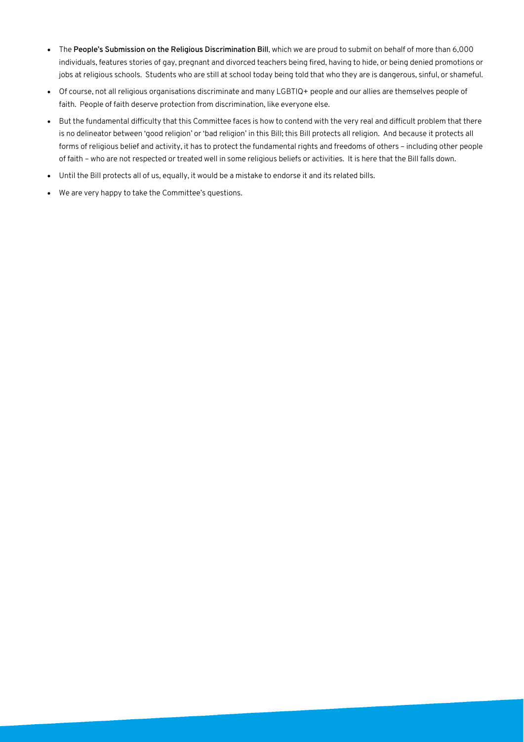- The **People's Submission on the Religious Discrimination Bill**, which we are proud to submit on behalf of more than 6,000 individuals, features stories of gay, pregnant and divorced teachers being fired, having to hide, or being denied promotions or jobs at religious schools. Students who are still at school today being told that who they are is dangerous, sinful, or shameful.
- Of course, not all religious organisations discriminate and many LGBTIQ+ people and our allies are themselves people of faith. People of faith deserve protection from discrimination, like everyone else.
- But the fundamental difficulty that this Committee faces is how to contend with the very real and difficult problem that there is no delineator between 'good religion' or 'bad religion' in this Bill; this Bill protects all religion. And because it protects all forms of religious belief and activity, it has to protect the fundamental rights and freedoms of others – including other people of faith – who are not respected or treated well in some religious beliefs or activities. It is here that the Bill falls down.
- Until the Bill protects all of us, equally, it would be a mistake to endorse it and its related bills.
- We are very happy to take the Committee's questions.